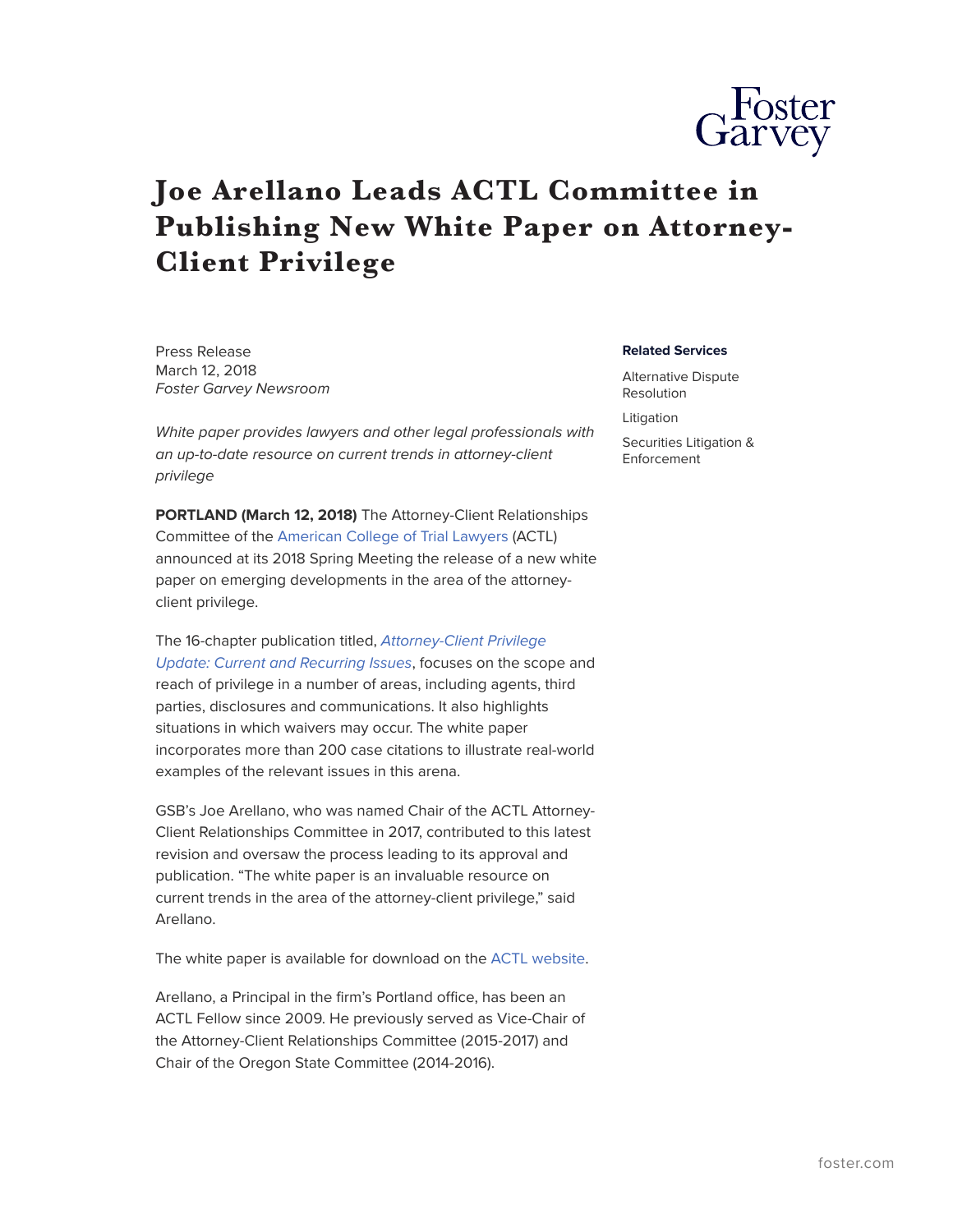# Joe Arellano Leads ACTL Committee in Publishing New White Paper on Attorney-Client Privilege

Press Release
March 12, 2018
*Foster Garvey Newsroom*

**Related Services**

Alternative Dispute Resolution

Litigation

Securities Litigation & Enforcement

*White paper provides lawyers and other legal professionals with an up-to-date resource on current trends in attorney-client privilege*

**PORTLAND (March 12, 2018)** The Attorney-Client Relationships Committee of the American College of Trial Lawyers (ACTL) announced at its 2018 Spring Meeting the release of a new white paper on emerging developments in the area of the attorney-client privilege.

The 16-chapter publication titled, *Attorney-Client Privilege Update: Current and Recurring Issues*, focuses on the scope and reach of privilege in a number of areas, including agents, third parties, disclosures and communications. It also highlights situations in which waivers may occur. The white paper incorporates more than 200 case citations to illustrate real-world examples of the relevant issues in this arena.

GSB's Joe Arellano, who was named Chair of the ACTL Attorney-Client Relationships Committee in 2017, contributed to this latest revision and oversaw the process leading to its approval and publication. "The white paper is an invaluable resource on current trends in the area of the attorney-client privilege," said Arellano.

The white paper is available for download on the ACTL website.

Arellano, a Principal in the firm's Portland office, has been an ACTL Fellow since 2009. He previously served as Vice-Chair of the Attorney-Client Relationships Committee (2015-2017) and Chair of the Oregon State Committee (2014-2016).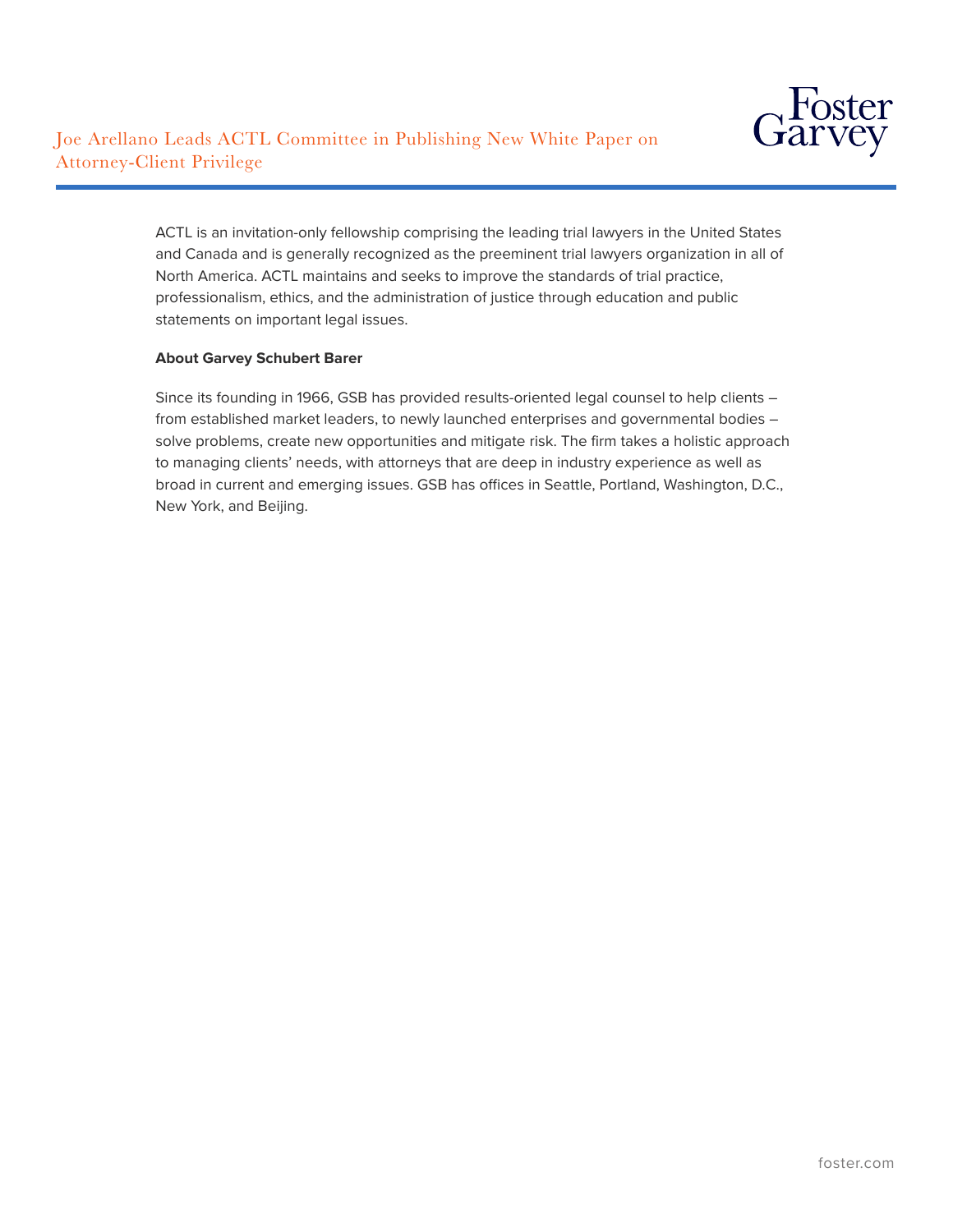ACTL is an invitation-only fellowship comprising the leading trial lawyers in the United States and Canada and is generally recognized as the preeminent trial lawyers organization in all of North America. ACTL maintains and seeks to improve the standards of trial practice, professionalism, ethics, and the administration of justice through education and public statements on important legal issues.

**About Garvey Schubert Barer**

Since its founding in 1966, GSB has provided results-oriented legal counsel to help clients – from established market leaders, to newly launched enterprises and governmental bodies – solve problems, create new opportunities and mitigate risk. The firm takes a holistic approach to managing clients' needs, with attorneys that are deep in industry experience as well as broad in current and emerging issues. GSB has offices in Seattle, Portland, Washington, D.C., New York, and Beijing.